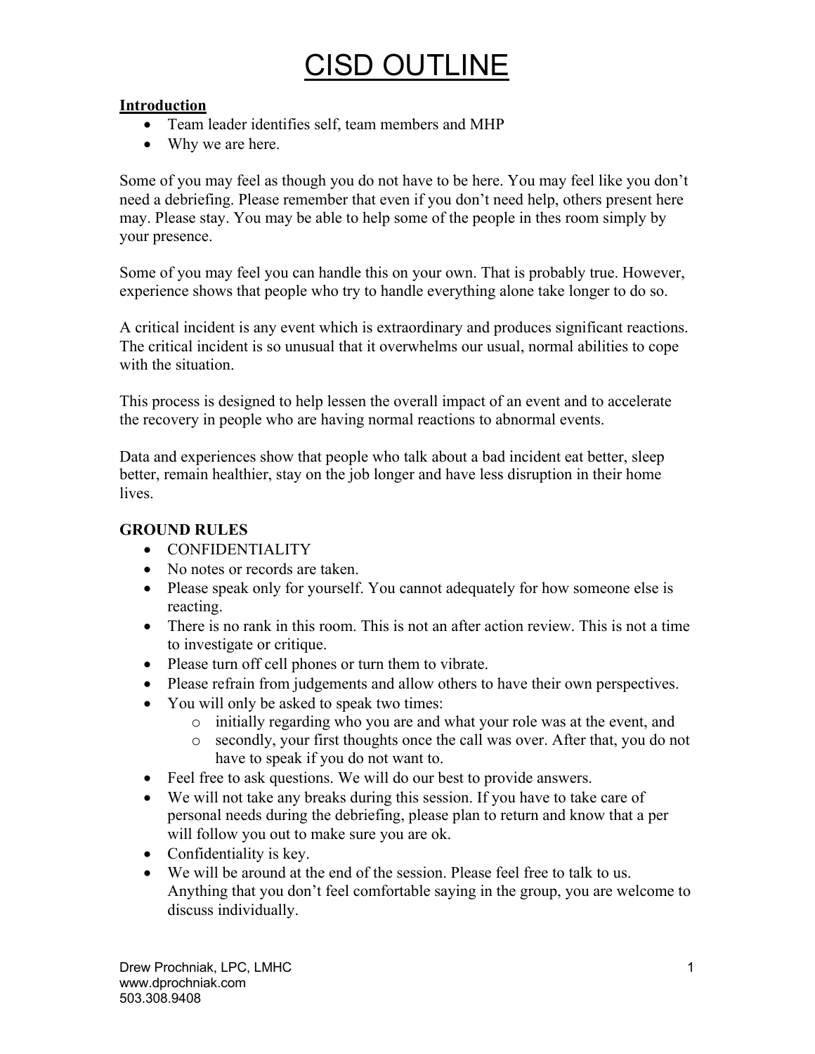# CISD OUTLINE

**Introduction**

- Team leader identifies self, team members and MHP
- Why we are here.

Some of you may feel as though you do not have to be here. You may feel like you don't need a debriefing. Please remember that even if you don't need help, others present here may. Please stay. You may be able to help some of the people in thes room simply by your presence.

Some of you may feel you can handle this on your own. That is probably true. However, experience shows that people who try to handle everything alone take longer to do so.

A critical incident is any event which is extraordinary and produces significant reactions. The critical incident is so unusual that it overwhelms our usual, normal abilities to cope with the situation.

This process is designed to help lessen the overall impact of an event and to accelerate the recovery in people who are having normal reactions to abnormal events.

Data and experiences show that people who talk about a bad incident eat better, sleep better, remain healthier, stay on the job longer and have less disruption in their home lives.

**GROUND RULES**

- CONFIDENTIALITY
- No notes or records are taken.
- Please speak only for yourself. You cannot adequately for how someone else is reacting.
- There is no rank in this room. This is not an after action review. This is not a time to investigate or critique.
- Please turn off cell phones or turn them to vibrate.
- Please refrain from judgements and allow others to have their own perspectives.
- You will only be asked to speak two times:
  - initially regarding who you are and what your role was at the event, and
  - secondly, your first thoughts once the call was over. After that, you do not have to speak if you do not want to.
- Feel free to ask questions. We will do our best to provide answers.
- We will not take any breaks during this session. If you have to take care of personal needs during the debriefing, please plan to return and know that a per will follow you out to make sure you are ok.
- Confidentiality is key.
- We will be around at the end of the session. Please feel free to talk to us. Anything that you don't feel comfortable saying in the group, you are welcome to discuss individually.

Drew Prochniak, LPC, LMHC
www.dprochniak.com
503.308.9408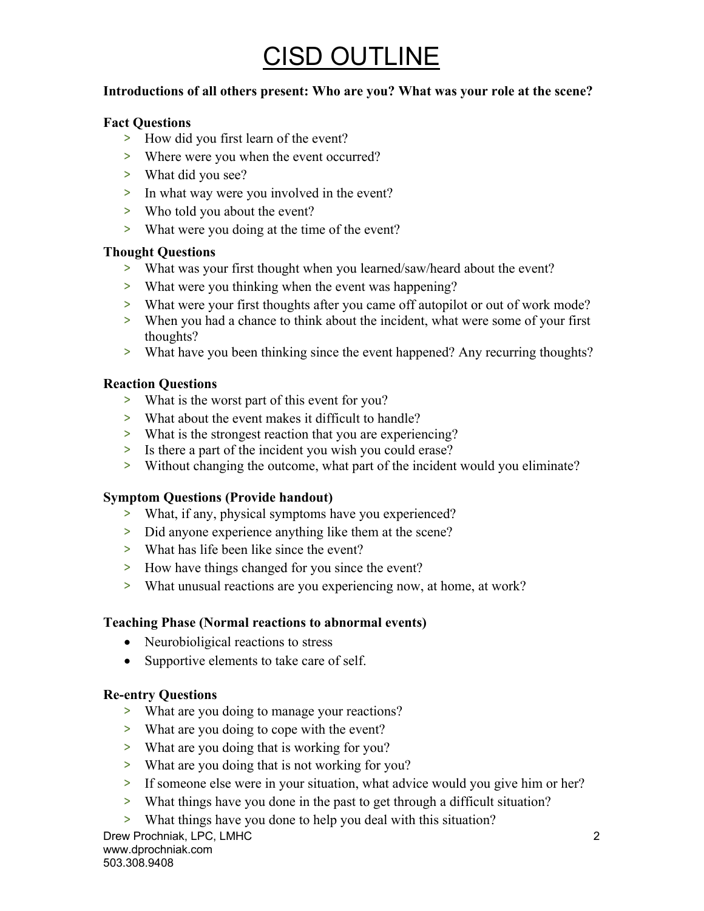# CISD OUTLINE

**Introductions of all others present: Who are you? What was your role at the scene?**

**Fact Questions**

> How did you first learn of the event?
> Where were you when the event occurred?
> What did you see?
> In what way were you involved in the event?
> Who told you about the event?
> What were you doing at the time of the event?

**Thought Questions**

> What was your first thought when you learned/saw/heard about the event?
> What were you thinking when the event was happening?
> What were your first thoughts after you came off autopilot or out of work mode?
> When you had a chance to think about the incident, what were some of your first thoughts?
> What have you been thinking since the event happened? Any recurring thoughts?

**Reaction Questions**

> What is the worst part of this event for you?
> What about the event makes it difficult to handle?
> What is the strongest reaction that you are experiencing?
> Is there a part of the incident you wish you could erase?
> Without changing the outcome, what part of the incident would you eliminate?

**Symptom Questions (Provide handout)**

> What, if any, physical symptoms have you experienced?
> Did anyone experience anything like them at the scene?
> What has life been like since the event?
> How have things changed for you since the event?
> What unusual reactions are you experiencing now, at home, at work?

**Teaching Phase (Normal reactions to abnormal events)**

- Neurobioligical reactions to stress
- Supportive elements to take care of self.

**Re-entry Questions**

> What are you doing to manage your reactions?
> What are you doing to cope with the event?
> What are you doing that is working for you?
> What are you doing that is not working for you?
> If someone else were in your situation, what advice would you give him or her?
> What things have you done in the past to get through a difficult situation?
> What things have you done to help you deal with this situation?

Drew Prochniak, LPC, LMHC
www.dprochniak.com
503.308.9408